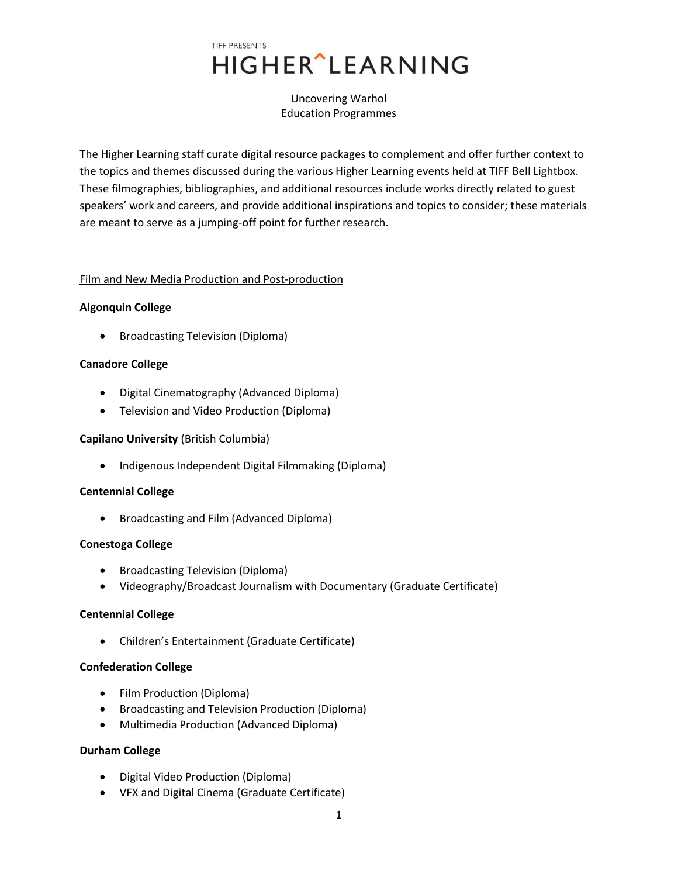TIFF PRESENTS

# HIGHER^LEARNING

Uncovering Warhol
Education Programmes

The Higher Learning staff curate digital resource packages to complement and offer further context to the topics and themes discussed during the various Higher Learning events held at TIFF Bell Lightbox. These filmographies, bibliographies, and additional resources include works directly related to guest speakers' work and careers, and provide additional inspirations and topics to consider; these materials are meant to serve as a jumping-off point for further research.

<u>Film and New Media Production and Post-production</u>

**Algonquin College**

- Broadcasting Television (Diploma)

**Canadore College**

- Digital Cinematography (Advanced Diploma)
- Television and Video Production (Diploma)

**Capilano University** (British Columbia)

- Indigenous Independent Digital Filmmaking (Diploma)

**Centennial College**

- Broadcasting and Film (Advanced Diploma)

**Conestoga College**

- Broadcasting Television (Diploma)
- Videography/Broadcast Journalism with Documentary (Graduate Certificate)

**Centennial College**

- Children's Entertainment (Graduate Certificate)

**Confederation College**

- Film Production (Diploma)
- Broadcasting and Television Production (Diploma)
- Multimedia Production (Advanced Diploma)

**Durham College**

- Digital Video Production (Diploma)
- VFX and Digital Cinema (Graduate Certificate)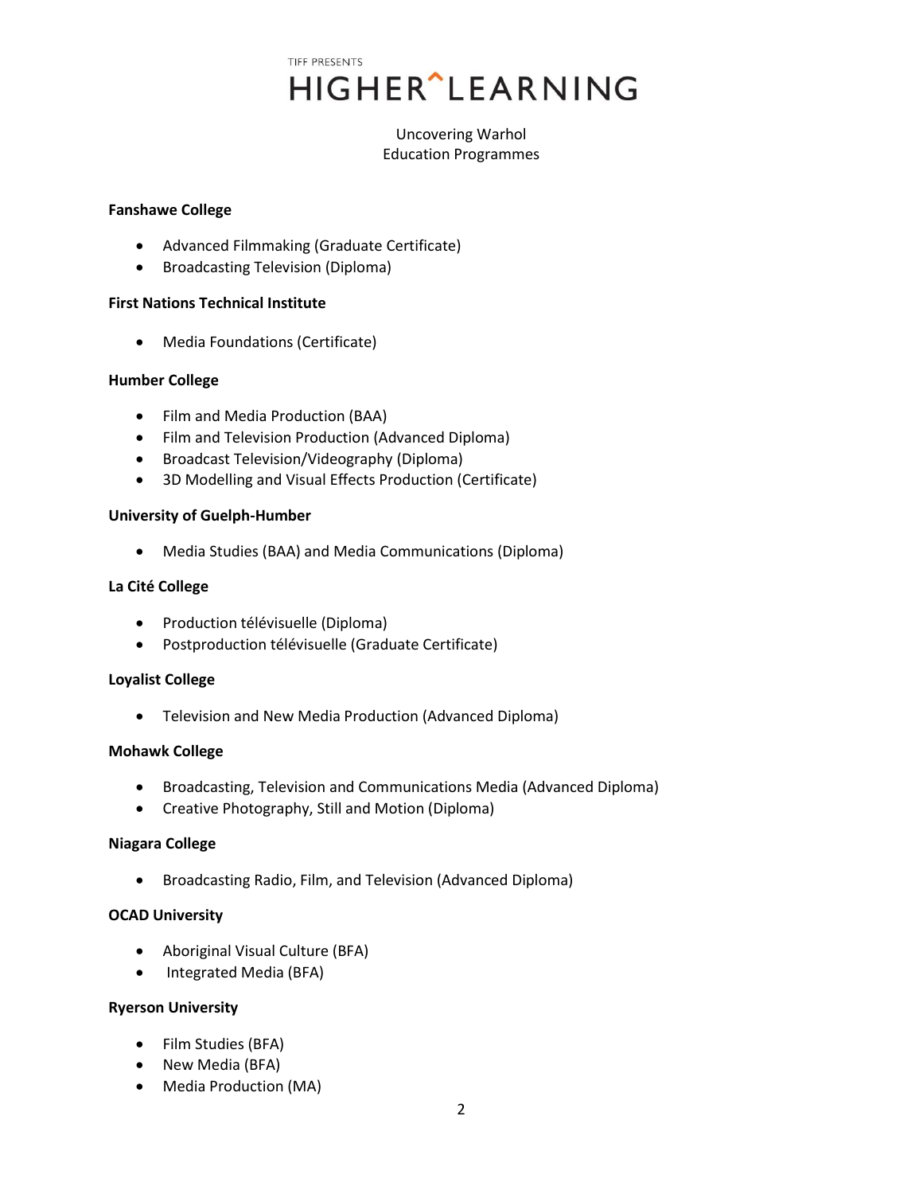TIFF PRESENTS

# HIGHER^LEARNING

Uncovering Warhol
Education Programmes

**Fanshawe College**

- Advanced Filmmaking (Graduate Certificate)
- Broadcasting Television (Diploma)

**First Nations Technical Institute**

- Media Foundations (Certificate)

**Humber College**

- Film and Media Production (BAA)
- Film and Television Production (Advanced Diploma)
- Broadcast Television/Videography (Diploma)
- 3D Modelling and Visual Effects Production (Certificate)

**University of Guelph-Humber**

- Media Studies (BAA) and Media Communications (Diploma)

**La Cité College**

- Production télévisuelle (Diploma)
- Postproduction télévisuelle (Graduate Certificate)

**Loyalist College**

- Television and New Media Production (Advanced Diploma)

**Mohawk College**

- Broadcasting, Television and Communications Media (Advanced Diploma)
- Creative Photography, Still and Motion (Diploma)

**Niagara College**

- Broadcasting Radio, Film, and Television (Advanced Diploma)

**OCAD University**

- Aboriginal Visual Culture (BFA)
- Integrated Media (BFA)

**Ryerson University**

- Film Studies (BFA)
- New Media (BFA)
- Media Production (MA)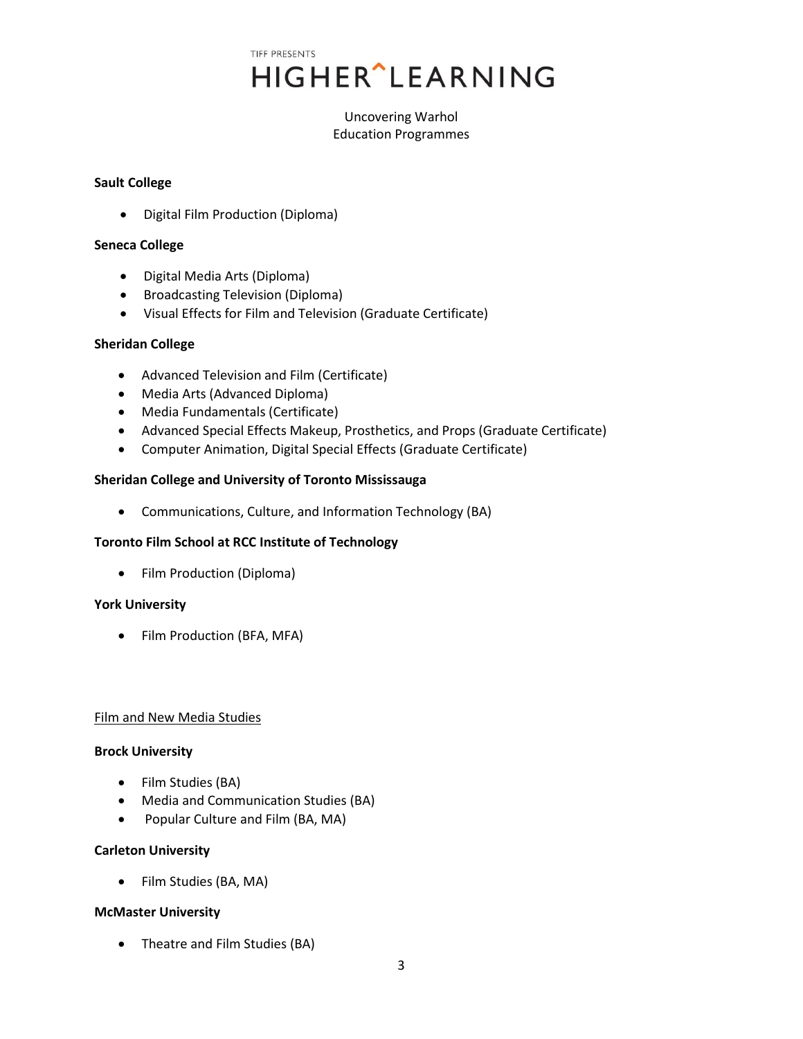**Sault College**

- Digital Film Production (Diploma)

**Seneca College**

- Digital Media Arts (Diploma)
- Broadcasting Television (Diploma)
- Visual Effects for Film and Television (Graduate Certificate)

**Sheridan College**

- Advanced Television and Film (Certificate)
- Media Arts (Advanced Diploma)
- Media Fundamentals (Certificate)
- Advanced Special Effects Makeup, Prosthetics, and Props (Graduate Certificate)
- Computer Animation, Digital Special Effects (Graduate Certificate)

**Sheridan College and University of Toronto Mississauga**

- Communications, Culture, and Information Technology (BA)

**Toronto Film School at RCC Institute of Technology**

- Film Production (Diploma)

**York University**

- Film Production (BFA, MFA)

Film and New Media Studies

**Brock University**

- Film Studies (BA)
- Media and Communication Studies (BA)
- Popular Culture and Film (BA, MA)

**Carleton University**

- Film Studies (BA, MA)

**McMaster University**

- Theatre and Film Studies (BA)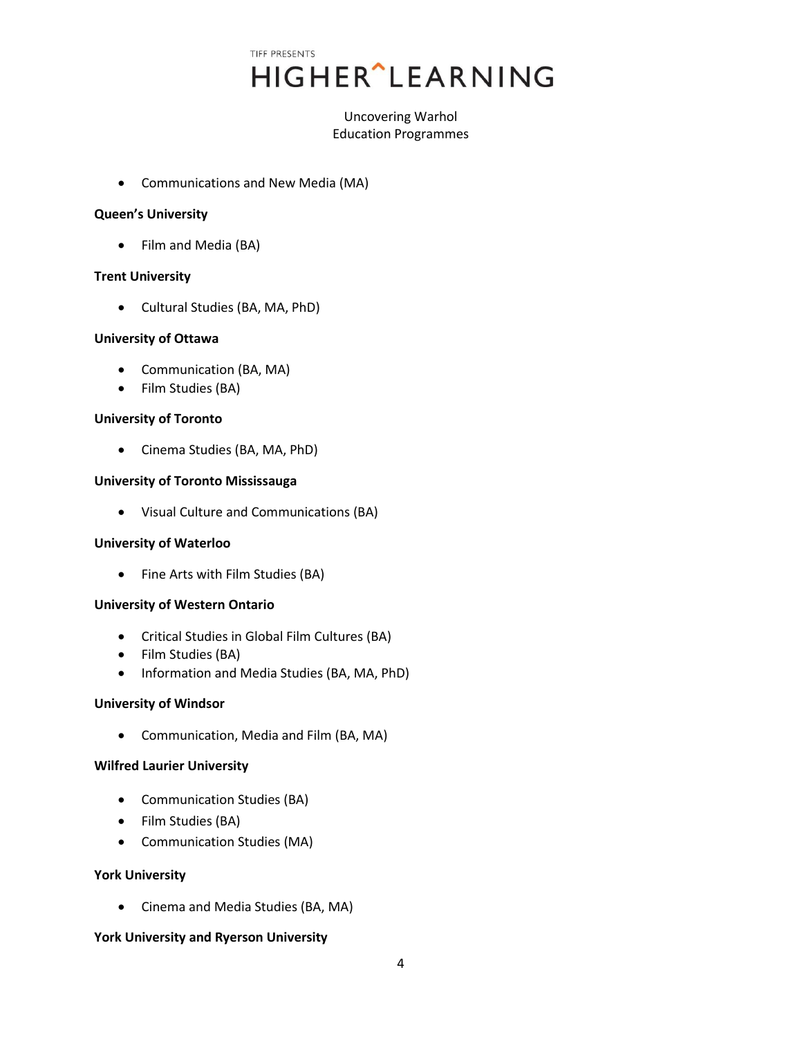- Communications and New Media (MA)

**Queen's University**

- Film and Media (BA)

**Trent University**

- Cultural Studies (BA, MA, PhD)

**University of Ottawa**

- Communication (BA, MA)
- Film Studies (BA)

**University of Toronto**

- Cinema Studies (BA, MA, PhD)

**University of Toronto Mississauga**

- Visual Culture and Communications (BA)

**University of Waterloo**

- Fine Arts with Film Studies (BA)

**University of Western Ontario**

- Critical Studies in Global Film Cultures (BA)
- Film Studies (BA)
- Information and Media Studies (BA, MA, PhD)

**University of Windsor**

- Communication, Media and Film (BA, MA)

**Wilfred Laurier University**

- Communication Studies (BA)
- Film Studies (BA)
- Communication Studies (MA)

**York University**

- Cinema and Media Studies (BA, MA)

**York University and Ryerson University**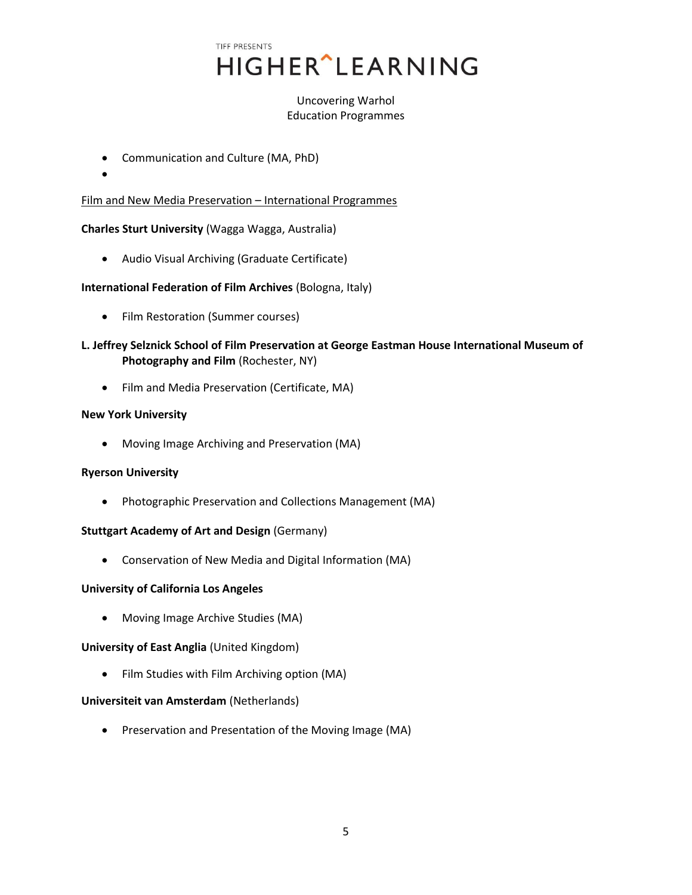- Communication and Culture (MA, PhD)
-

Film and New Media Preservation – International Programmes

**Charles Sturt University** (Wagga Wagga, Australia)

- Audio Visual Archiving (Graduate Certificate)

**International Federation of Film Archives** (Bologna, Italy)

- Film Restoration (Summer courses)

**L. Jeffrey Selznick School of Film Preservation at George Eastman House International Museum of Photography and Film** (Rochester, NY)

- Film and Media Preservation (Certificate, MA)

**New York University**

- Moving Image Archiving and Preservation (MA)

**Ryerson University**

- Photographic Preservation and Collections Management (MA)

**Stuttgart Academy of Art and Design** (Germany)

- Conservation of New Media and Digital Information (MA)

**University of California Los Angeles**

- Moving Image Archive Studies (MA)

**University of East Anglia** (United Kingdom)

- Film Studies with Film Archiving option (MA)

**Universiteit van Amsterdam** (Netherlands)

- Preservation and Presentation of the Moving Image (MA)